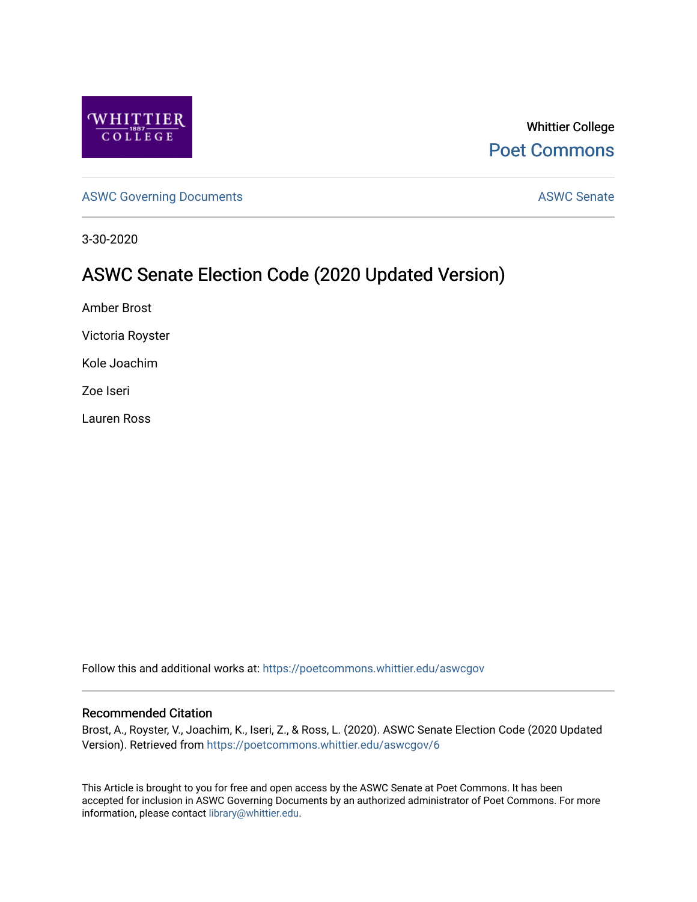Whittier College

Poet Commons

ASWC Governing Documents

ASWC Senate

3-30-2020

# ASWC Senate Election Code (2020 Updated Version)

Amber Brost

Victoria Royster

Kole Joachim

Zoe Iseri

Lauren Ross

Follow this and additional works at: https://poetcommons.whittier.edu/aswcgov

## Recommended Citation

Brost, A., Royster, V., Joachim, K., Iseri, Z., & Ross, L. (2020). ASWC Senate Election Code (2020 Updated Version). Retrieved from https://poetcommons.whittier.edu/aswcgov/6

This Article is brought to you for free and open access by the ASWC Senate at Poet Commons. It has been accepted for inclusion in ASWC Governing Documents by an authorized administrator of Poet Commons. For more information, please contact library@whittier.edu.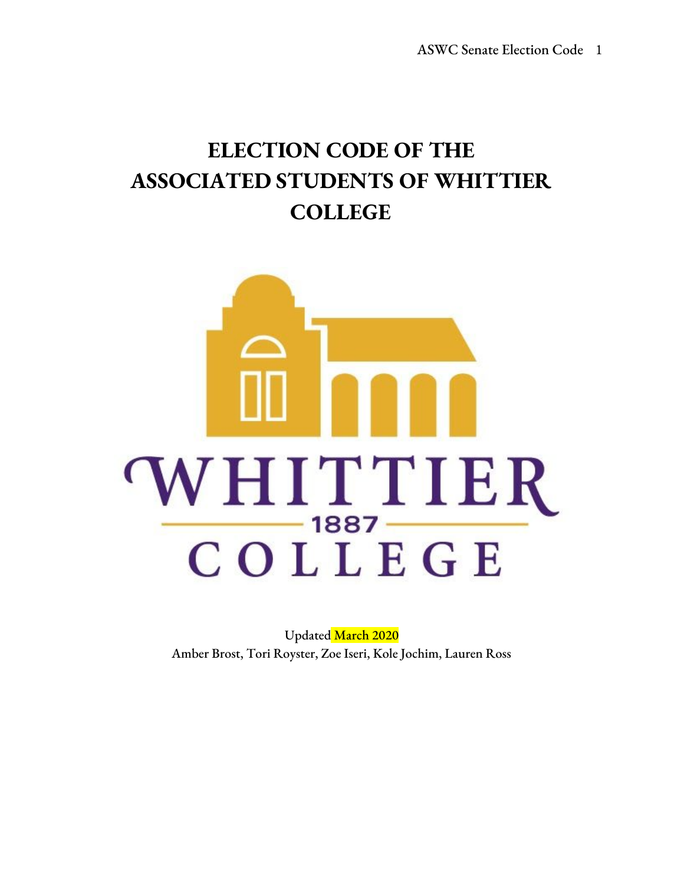# ELECTION CODE OF THE ASSOCIATED STUDENTS OF WHITTIER COLLEGE

WHITTIER
1887
COLLEGE

Updated March 2020

Amber Brost, Tori Royster, Zoe Iseri, Kole Jochim, Lauren Ross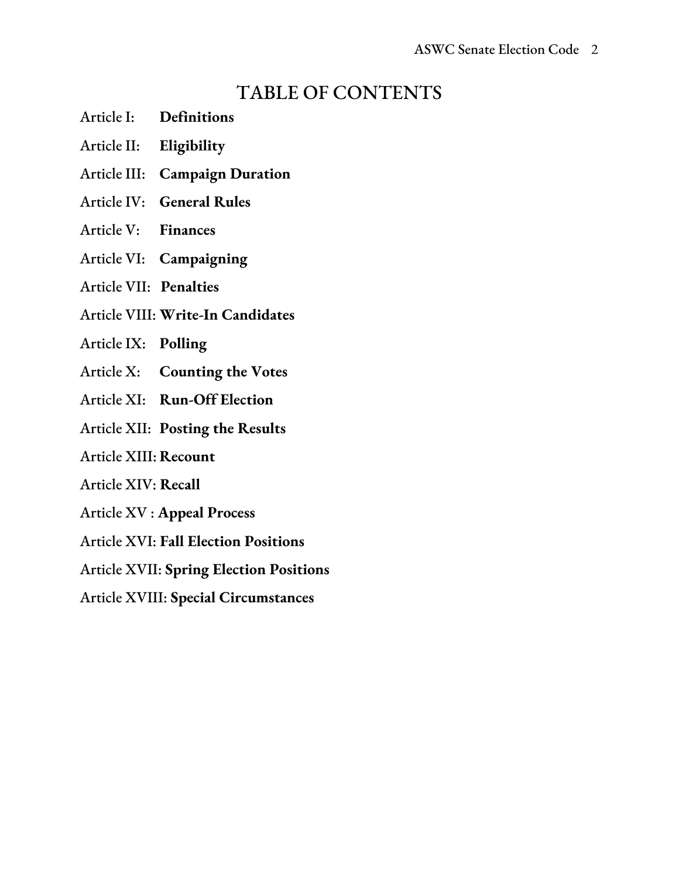# TABLE OF CONTENTS

Article I: **Definitions**

Article II: **Eligibility**

Article III: **Campaign Duration**

Article IV: **General Rules**

Article V: **Finances**

Article VI: **Campaigning**

Article VII: **Penalties**

Article VIII: **Write-In Candidates**

Article IX: **Polling**

Article X: **Counting the Votes**

Article XI: **Run-Off Election**

Article XII: **Posting the Results**

Article XIII: **Recount**

Article XIV: **Recall**

Article XV : **Appeal Process**

Article XVI: **Fall Election Positions**

Article XVII: **Spring Election Positions**

Article XVIII: **Special Circumstances**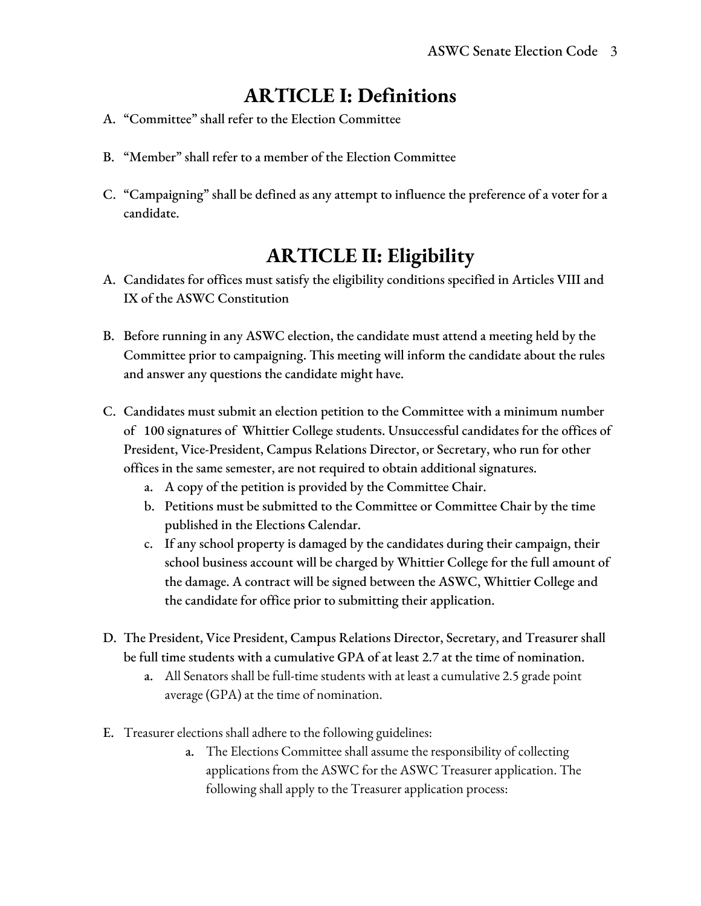# ARTICLE I: Definitions

A. "Committee" shall refer to the Election Committee

B. "Member" shall refer to a member of the Election Committee

C. "Campaigning" shall be defined as any attempt to influence the preference of a voter for a candidate.

# ARTICLE II: Eligibility

A. Candidates for offices must satisfy the eligibility conditions specified in Articles VIII and IX of the ASWC Constitution

B. Before running in any ASWC election, the candidate must attend a meeting held by the Committee prior to campaigning. This meeting will inform the candidate about the rules and answer any questions the candidate might have.

C. Candidates must submit an election petition to the Committee with a minimum number of 100 signatures of Whittier College students. Unsuccessful candidates for the offices of President, Vice-President, Campus Relations Director, or Secretary, who run for other offices in the same semester, are not required to obtain additional signatures.
   a. A copy of the petition is provided by the Committee Chair.
   b. Petitions must be submitted to the Committee or Committee Chair by the time published in the Elections Calendar.
   c. If any school property is damaged by the candidates during their campaign, their school business account will be charged by Whittier College for the full amount of the damage. A contract will be signed between the ASWC, Whittier College and the candidate for office prior to submitting their application.

D. The President, Vice President, Campus Relations Director, Secretary, and Treasurer shall be full time students with a cumulative GPA of at least 2.7 at the time of nomination.
   a. All Senators shall be full-time students with at least a cumulative 2.5 grade point average (GPA) at the time of nomination.

E. Treasurer elections shall adhere to the following guidelines:
   a. The Elections Committee shall assume the responsibility of collecting applications from the ASWC for the ASWC Treasurer application. The following shall apply to the Treasurer application process: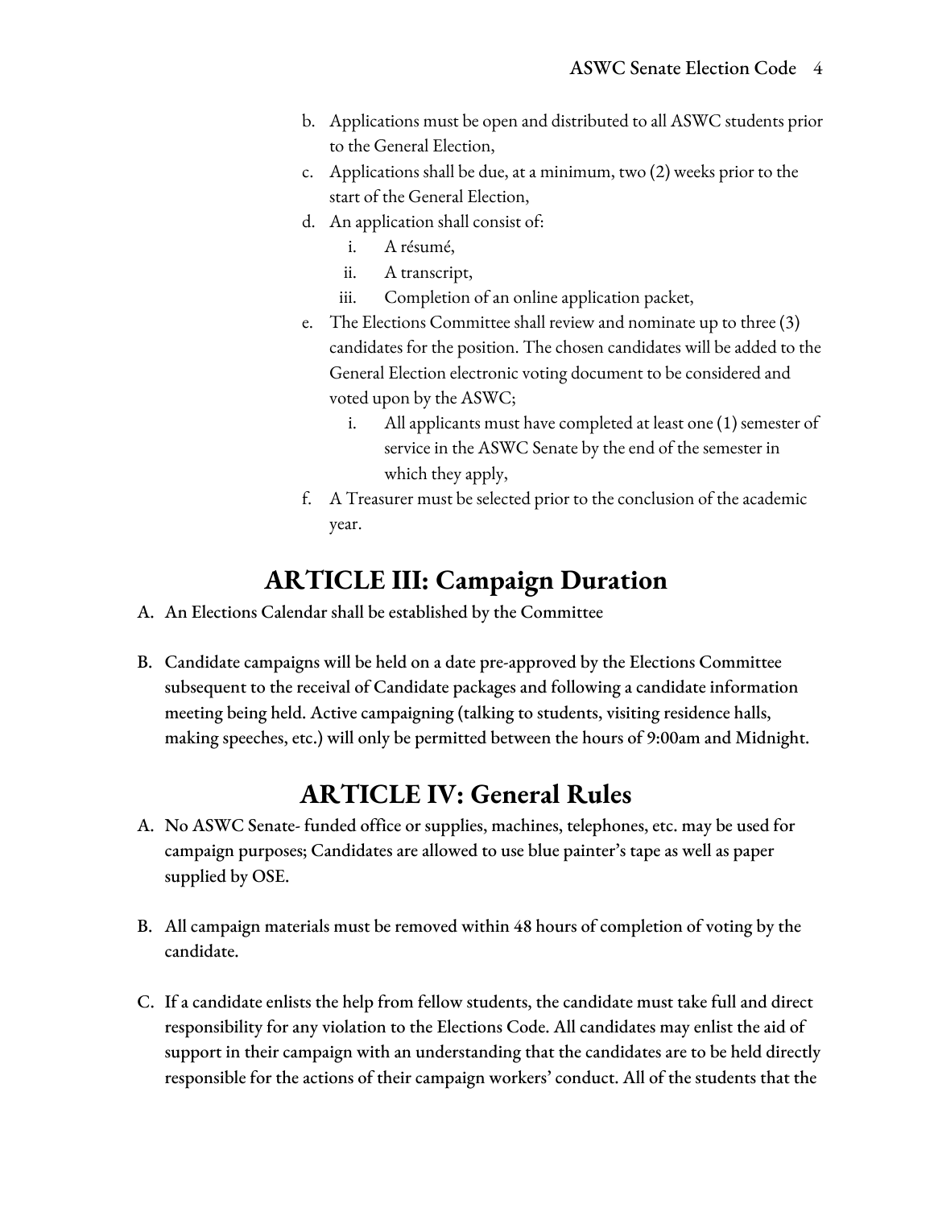b. Applications must be open and distributed to all ASWC students prior to the General Election,
   c. Applications shall be due, at a minimum, two (2) weeks prior to the start of the General Election,
   d. An application shall consist of:
      i. A résumé,
      ii. A transcript,
      iii. Completion of an online application packet,
   e. The Elections Committee shall review and nominate up to three (3) candidates for the position. The chosen candidates will be added to the General Election electronic voting document to be considered and voted upon by the ASWC;
      i. All applicants must have completed at least one (1) semester of service in the ASWC Senate by the end of the semester in which they apply,
   f. A Treasurer must be selected prior to the conclusion of the academic year.

## ARTICLE III: Campaign Duration

A. An Elections Calendar shall be established by the Committee

B. Candidate campaigns will be held on a date pre-approved by the Elections Committee subsequent to the receival of Candidate packages and following a candidate information meeting being held. Active campaigning (talking to students, visiting residence halls, making speeches, etc.) will only be permitted between the hours of 9:00am and Midnight.

## ARTICLE IV: General Rules

A. No ASWC Senate- funded office or supplies, machines, telephones, etc. may be used for campaign purposes; Candidates are allowed to use blue painter's tape as well as paper supplied by OSE.

B. All campaign materials must be removed within 48 hours of completion of voting by the candidate.

C. If a candidate enlists the help from fellow students, the candidate must take full and direct responsibility for any violation to the Elections Code. All candidates may enlist the aid of support in their campaign with an understanding that the candidates are to be held directly responsible for the actions of their campaign workers' conduct. All of the students that the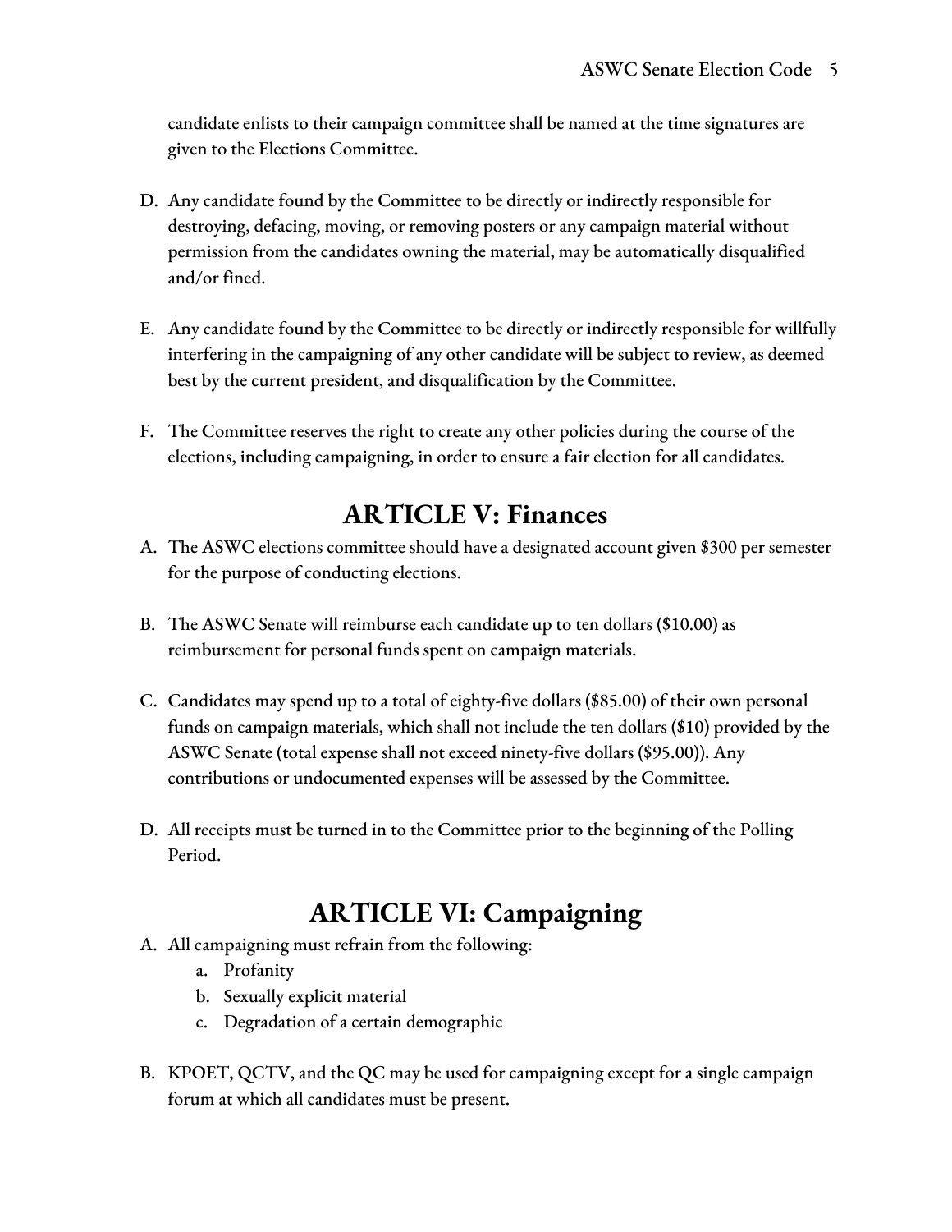candidate enlists to their campaign committee shall be named at the time signatures are given to the Elections Committee.

D. Any candidate found by the Committee to be directly or indirectly responsible for destroying, defacing, moving, or removing posters or any campaign material without permission from the candidates owning the material, may be automatically disqualified and/or fined.

E. Any candidate found by the Committee to be directly or indirectly responsible for willfully interfering in the campaigning of any other candidate will be subject to review, as deemed best by the current president, and disqualification by the Committee.

F. The Committee reserves the right to create any other policies during the course of the elections, including campaigning, in order to ensure a fair election for all candidates.

## ARTICLE V: Finances

A. The ASWC elections committee should have a designated account given $300 per semester for the purpose of conducting elections.

B. The ASWC Senate will reimburse each candidate up to ten dollars ($10.00) as reimbursement for personal funds spent on campaign materials.

C. Candidates may spend up to a total of eighty-five dollars ($85.00) of their own personal funds on campaign materials, which shall not include the ten dollars ($10) provided by the ASWC Senate (total expense shall not exceed ninety-five dollars ($95.00)). Any contributions or undocumented expenses will be assessed by the Committee.

D. All receipts must be turned in to the Committee prior to the beginning of the Polling Period.

## ARTICLE VI: Campaigning

A. All campaigning must refrain from the following:
   a. Profanity
   b. Sexually explicit material
   c. Degradation of a certain demographic

B. KPOET, QCTV, and the QC may be used for campaigning except for a single campaign forum at which all candidates must be present.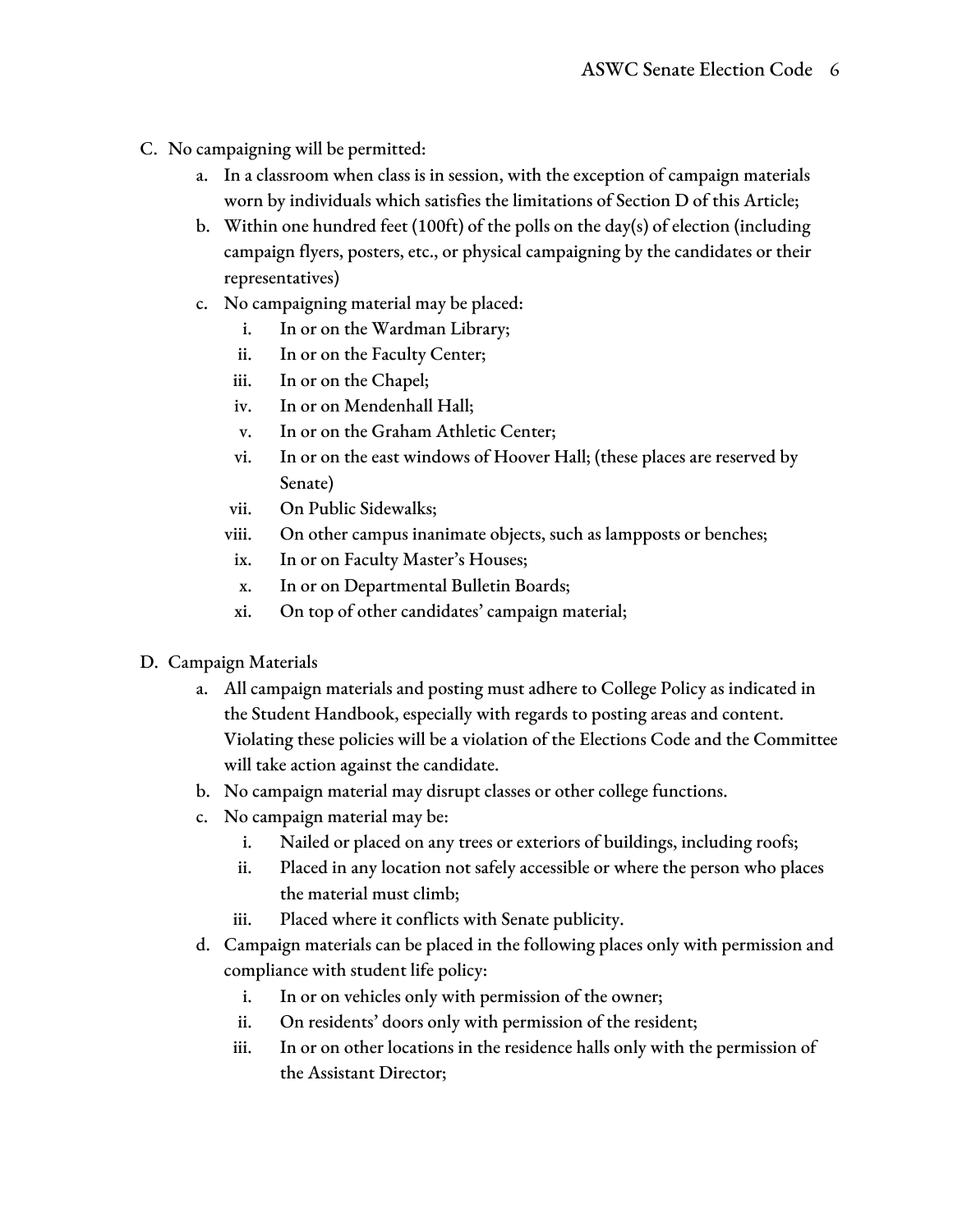C. No campaigning will be permitted:
   a. In a classroom when class is in session, with the exception of campaign materials worn by individuals which satisfies the limitations of Section D of this Article;
   b. Within one hundred feet (100ft) of the polls on the day(s) of election (including campaign flyers, posters, etc., or physical campaigning by the candidates or their representatives)
   c. No campaigning material may be placed:
      i. In or on the Wardman Library;
      ii. In or on the Faculty Center;
      iii. In or on the Chapel;
      iv. In or on Mendenhall Hall;
      v. In or on the Graham Athletic Center;
      vi. In or on the east windows of Hoover Hall; (these places are reserved by Senate)
      vii. On Public Sidewalks;
      viii. On other campus inanimate objects, such as lampposts or benches;
      ix. In or on Faculty Master's Houses;
      x. In or on Departmental Bulletin Boards;
      xi. On top of other candidates' campaign material;

D. Campaign Materials
   a. All campaign materials and posting must adhere to College Policy as indicated in the Student Handbook, especially with regards to posting areas and content. Violating these policies will be a violation of the Elections Code and the Committee will take action against the candidate.
   b. No campaign material may disrupt classes or other college functions.
   c. No campaign material may be:
      i. Nailed or placed on any trees or exteriors of buildings, including roofs;
      ii. Placed in any location not safely accessible or where the person who places the material must climb;
      iii. Placed where it conflicts with Senate publicity.
   d. Campaign materials can be placed in the following places only with permission and compliance with student life policy:
      i. In or on vehicles only with permission of the owner;
      ii. On residents' doors only with permission of the resident;
      iii. In or on other locations in the residence halls only with the permission of the Assistant Director;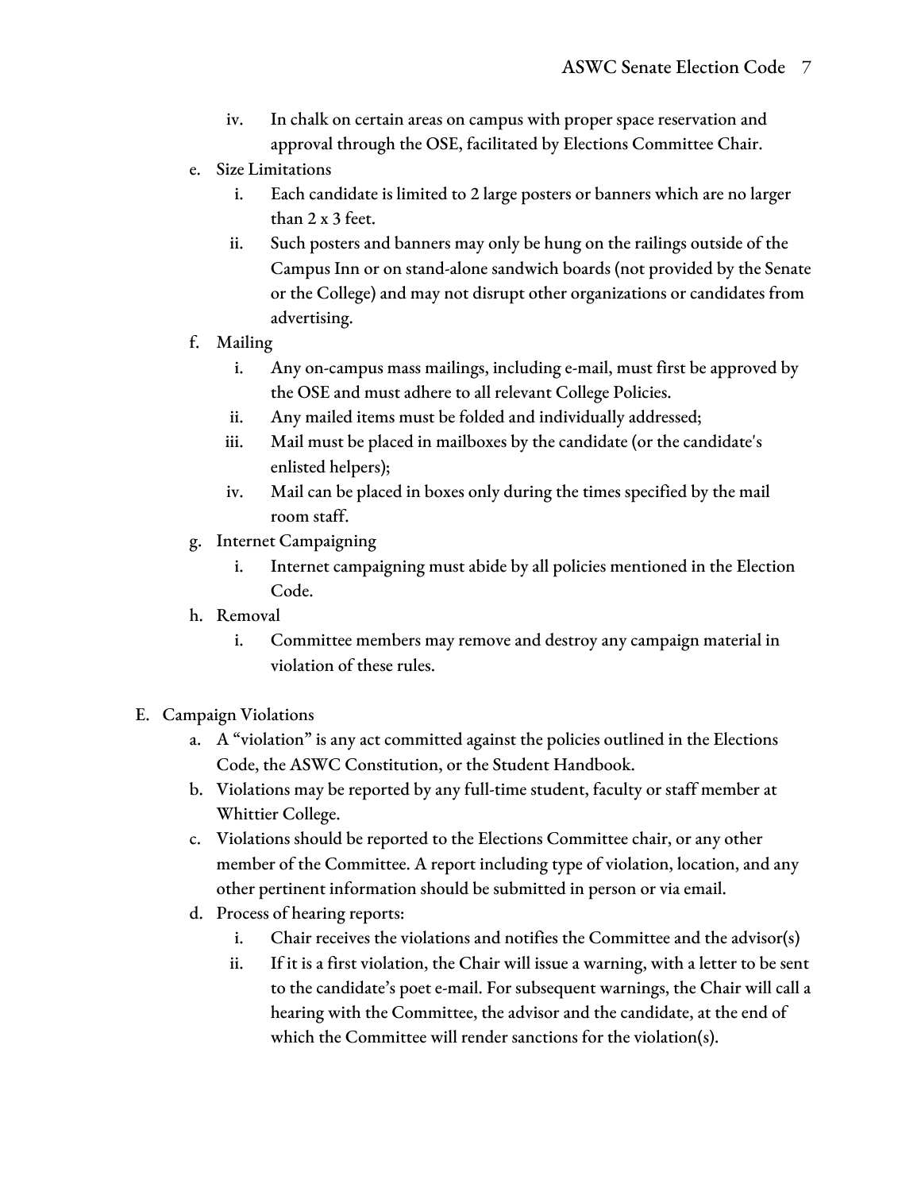iv. In chalk on certain areas on campus with proper space reservation and approval through the OSE, facilitated by Elections Committee Chair.

e. Size Limitations
    i. Each candidate is limited to 2 large posters or banners which are no larger than 2 x 3 feet.
    ii. Such posters and banners may only be hung on the railings outside of the Campus Inn or on stand-alone sandwich boards (not provided by the Senate or the College) and may not disrupt other organizations or candidates from advertising.

f. Mailing
    i. Any on-campus mass mailings, including e-mail, must first be approved by the OSE and must adhere to all relevant College Policies.
    ii. Any mailed items must be folded and individually addressed;
    iii. Mail must be placed in mailboxes by the candidate (or the candidate's enlisted helpers);
    iv. Mail can be placed in boxes only during the times specified by the mail room staff.

g. Internet Campaigning
    i. Internet campaigning must abide by all policies mentioned in the Election Code.

h. Removal
    i. Committee members may remove and destroy any campaign material in violation of these rules.

E. Campaign Violations

a. A "violation" is any act committed against the policies outlined in the Elections Code, the ASWC Constitution, or the Student Handbook.

b. Violations may be reported by any full-time student, faculty or staff member at Whittier College.

c. Violations should be reported to the Elections Committee chair, or any other member of the Committee. A report including type of violation, location, and any other pertinent information should be submitted in person or via email.

d. Process of hearing reports:
    i. Chair receives the violations and notifies the Committee and the advisor(s)
    ii. If it is a first violation, the Chair will issue a warning, with a letter to be sent to the candidate's poet e-mail. For subsequent warnings, the Chair will call a hearing with the Committee, the advisor and the candidate, at the end of which the Committee will render sanctions for the violation(s).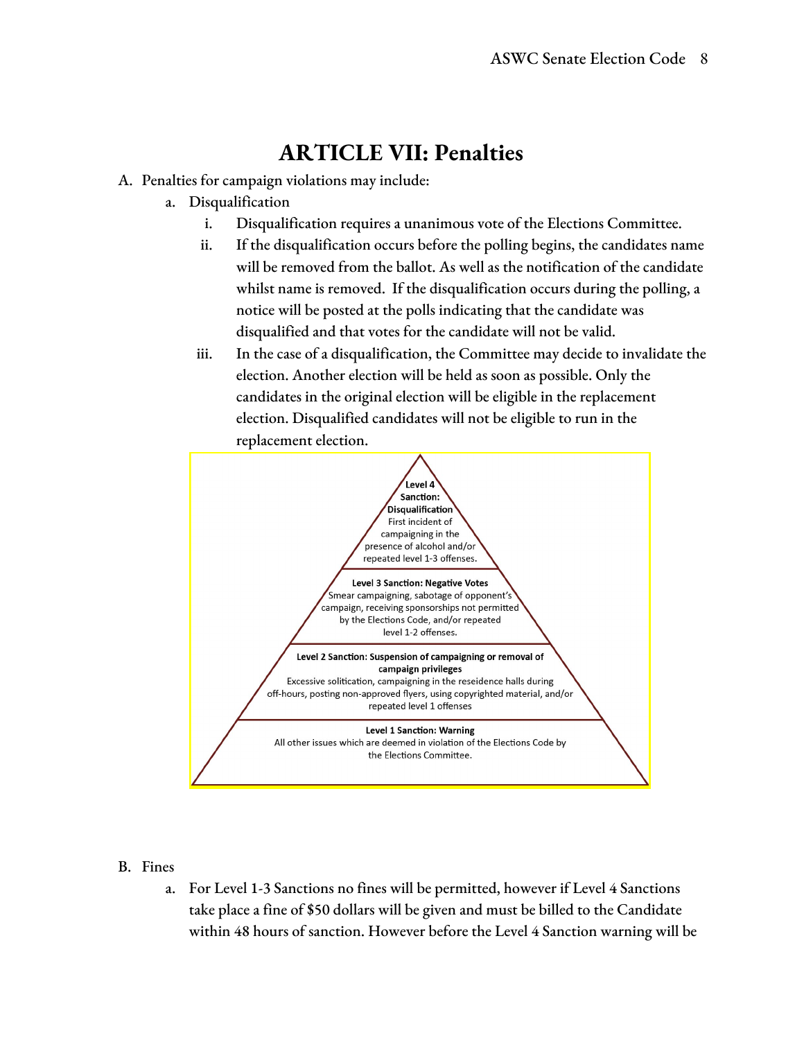# ARTICLE VII: Penalties

A. Penalties for campaign violations may include:

   a. Disqualification

      i. Disqualification requires a unanimous vote of the Elections Committee.

      ii. If the disqualification occurs before the polling begins, the candidates name will be removed from the ballot. As well as the notification of the candidate whilst name is removed. If the disqualification occurs during the polling, a notice will be posted at the polls indicating that the candidate was disqualified and that votes for the candidate will not be valid.

      iii. In the case of a disqualification, the Committee may decide to invalidate the election. Another election will be held as soon as possible. Only the candidates in the original election will be eligible in the replacement election. Disqualified candidates will not be eligible to run in the replacement election.

**Level 4 Sanction: Disqualification**
First incident of campaigning in the presence of alcohol and/or repeated level 1-3 offenses.

**Level 3 Sanction: Negative Votes**
Smear campaigning, sabotage of opponent's campaign, receiving sponsorships not permitted by the Elections Code, and/or repeated level 1-2 offenses.

**Level 2 Sanction: Suspension of campaigning or removal of campaign privileges**
Excessive solitication, campaigning in the reseidence halls during off-hours, posting non-approved flyers, using copyrighted material, and/or repeated level 1 offenses

**Level 1 Sanction: Warning**
All other issues which are deemed in violation of the Elections Code by the Elections Committee.

B. Fines

   a. For Level 1-3 Sanctions no fines will be permitted, however if Level 4 Sanctions take place a fine of $50 dollars will be given and must be billed to the Candidate within 48 hours of sanction. However before the Level 4 Sanction warning will be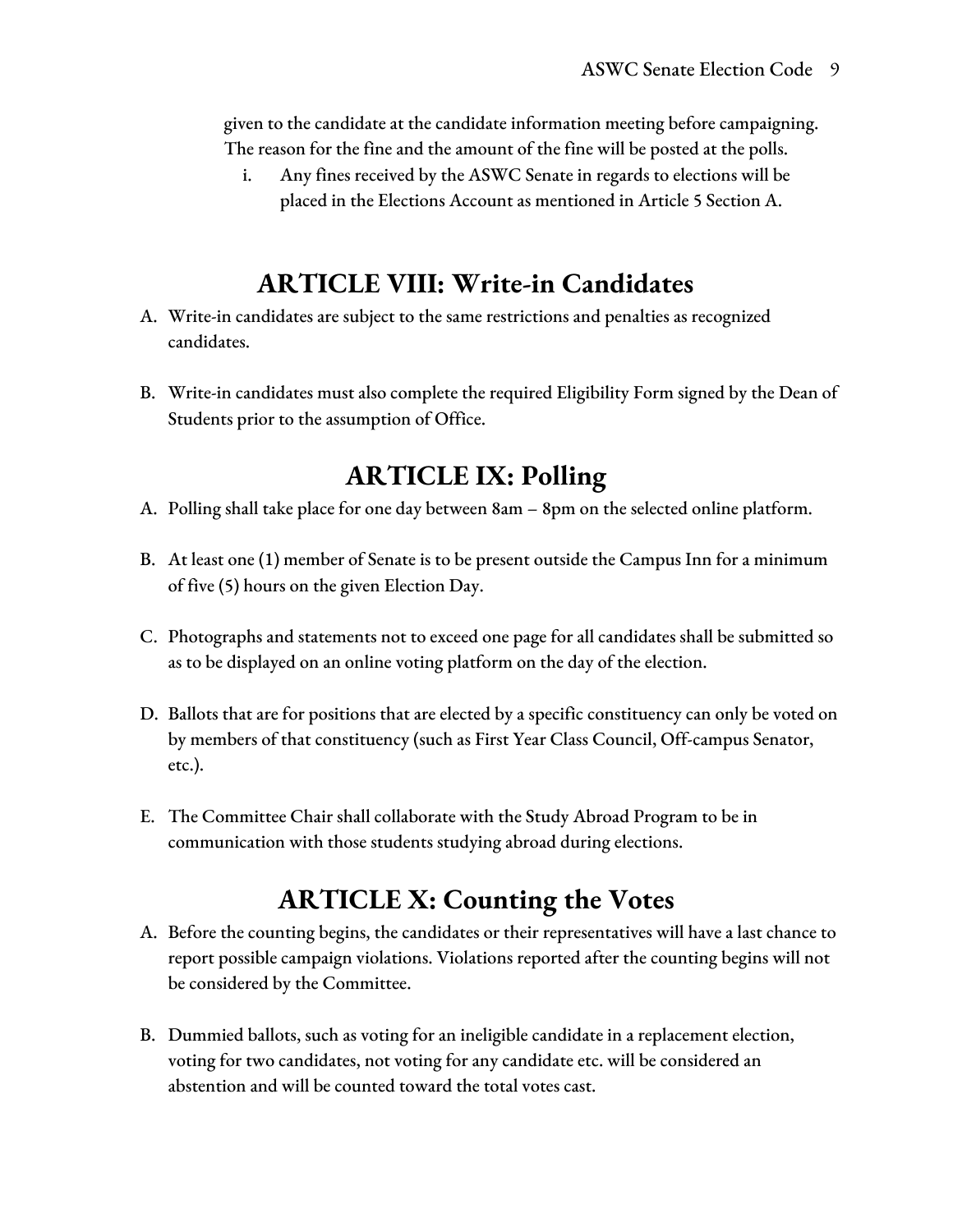given to the candidate at the candidate information meeting before campaigning. The reason for the fine and the amount of the fine will be posted at the polls.

i. Any fines received by the ASWC Senate in regards to elections will be placed in the Elections Account as mentioned in Article 5 Section A.

## ARTICLE VIII: Write-in Candidates

A. Write-in candidates are subject to the same restrictions and penalties as recognized candidates.

B. Write-in candidates must also complete the required Eligibility Form signed by the Dean of Students prior to the assumption of Office.

## ARTICLE IX: Polling

A. Polling shall take place for one day between 8am – 8pm on the selected online platform.

B. At least one (1) member of Senate is to be present outside the Campus Inn for a minimum of five (5) hours on the given Election Day.

C. Photographs and statements not to exceed one page for all candidates shall be submitted so as to be displayed on an online voting platform on the day of the election.

D. Ballots that are for positions that are elected by a specific constituency can only be voted on by members of that constituency (such as First Year Class Council, Off-campus Senator, etc.).

E. The Committee Chair shall collaborate with the Study Abroad Program to be in communication with those students studying abroad during elections.

## ARTICLE X: Counting the Votes

A. Before the counting begins, the candidates or their representatives will have a last chance to report possible campaign violations. Violations reported after the counting begins will not be considered by the Committee.

B. Dummied ballots, such as voting for an ineligible candidate in a replacement election, voting for two candidates, not voting for any candidate etc. will be considered an abstention and will be counted toward the total votes cast.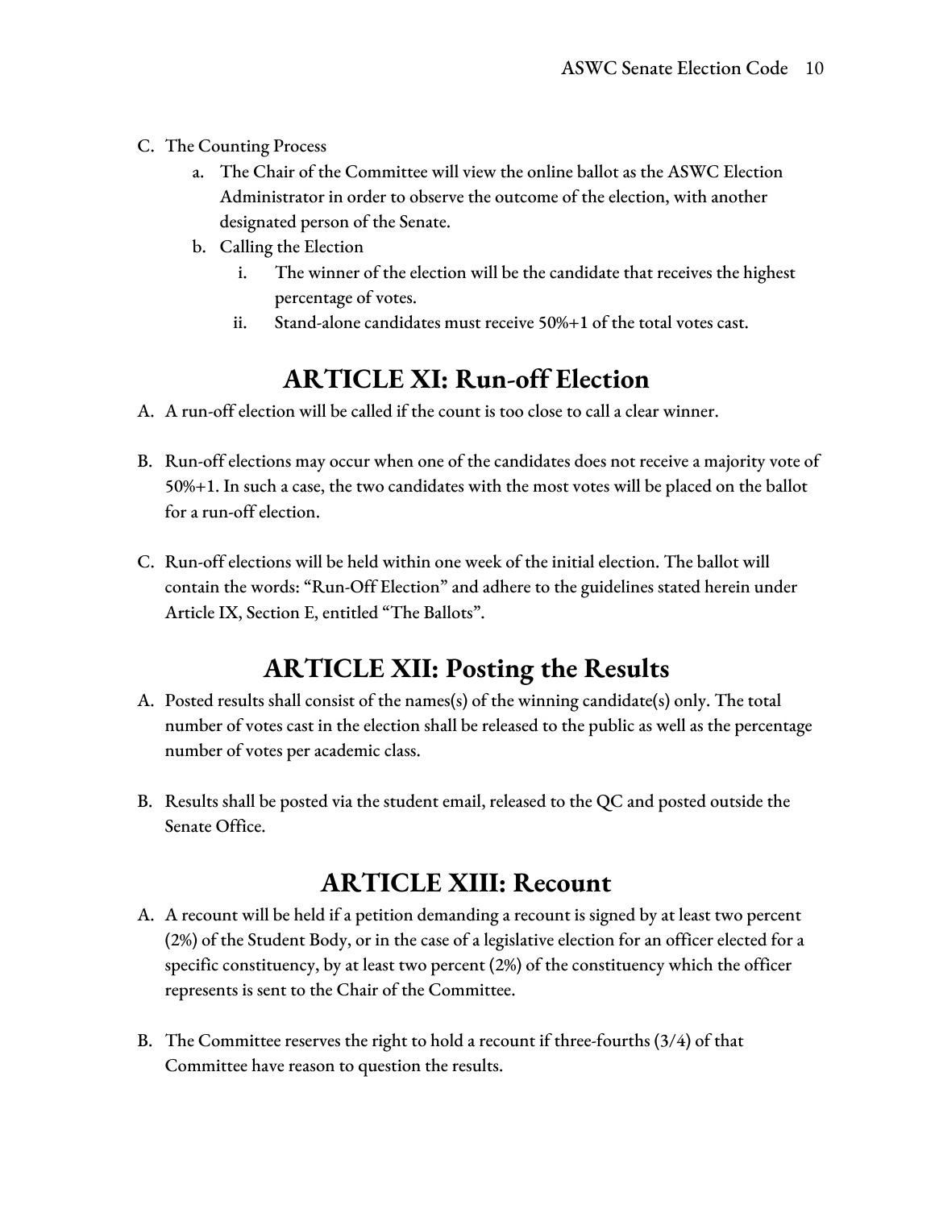C. The Counting Process
    a. The Chair of the Committee will view the online ballot as the ASWC Election Administrator in order to observe the outcome of the election, with another designated person of the Senate.
    b. Calling the Election
        i. The winner of the election will be the candidate that receives the highest percentage of votes.
        ii. Stand-alone candidates must receive 50%+1 of the total votes cast.

## ARTICLE XI: Run-off Election

A. A run-off election will be called if the count is too close to call a clear winner.

B. Run-off elections may occur when one of the candidates does not receive a majority vote of 50%+1. In such a case, the two candidates with the most votes will be placed on the ballot for a run-off election.

C. Run-off elections will be held within one week of the initial election. The ballot will contain the words: "Run-Off Election" and adhere to the guidelines stated herein under Article IX, Section E, entitled "The Ballots".

## ARTICLE XII: Posting the Results

A. Posted results shall consist of the names(s) of the winning candidate(s) only. The total number of votes cast in the election shall be released to the public as well as the percentage number of votes per academic class.

B. Results shall be posted via the student email, released to the QC and posted outside the Senate Office.

## ARTICLE XIII: Recount

A. A recount will be held if a petition demanding a recount is signed by at least two percent (2%) of the Student Body, or in the case of a legislative election for an officer elected for a specific constituency, by at least two percent (2%) of the constituency which the officer represents is sent to the Chair of the Committee.

B. The Committee reserves the right to hold a recount if three-fourths (3/4) of that Committee have reason to question the results.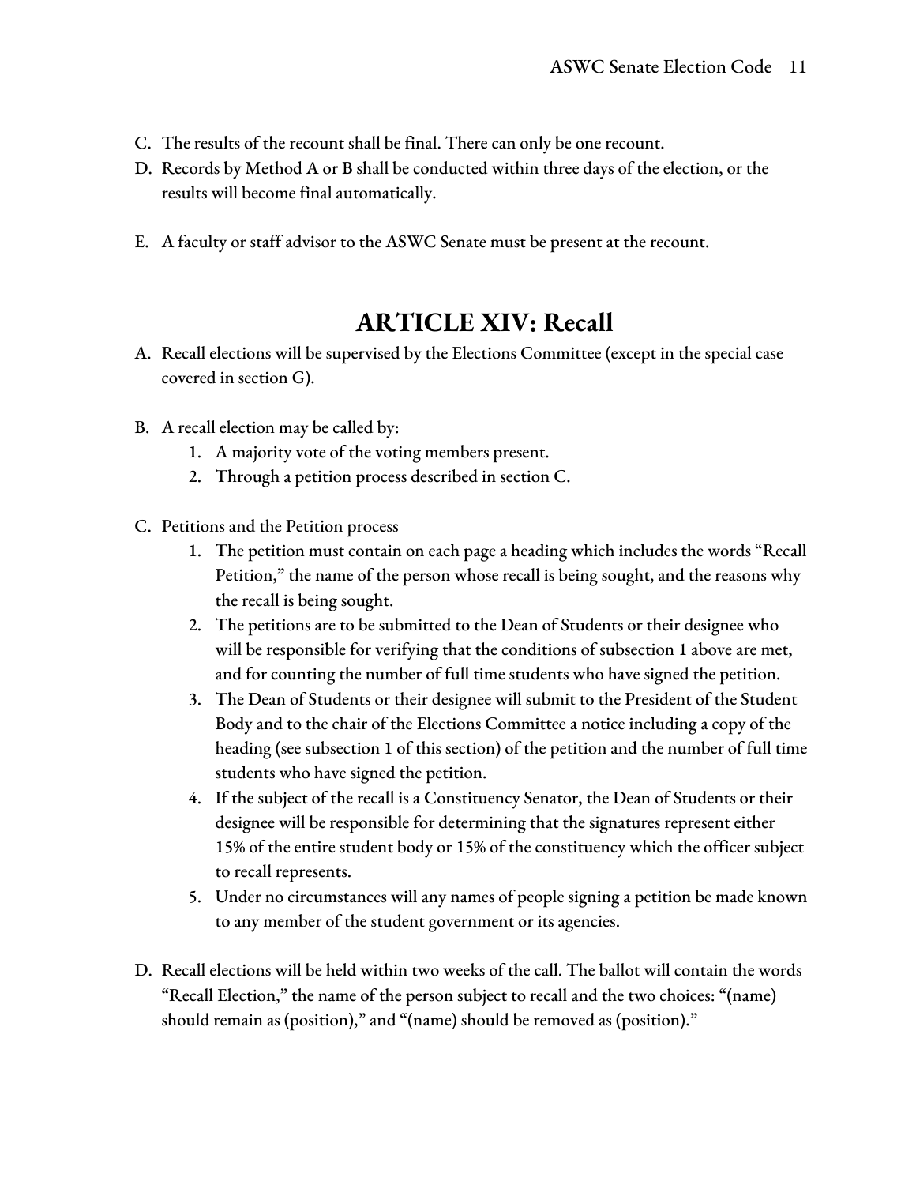C. The results of the recount shall be final. There can only be one recount.
D. Records by Method A or B shall be conducted within three days of the election, or the results will become final automatically.

E. A faculty or staff advisor to the ASWC Senate must be present at the recount.

# ARTICLE XIV: Recall

A. Recall elections will be supervised by the Elections Committee (except in the special case covered in section G).

B. A recall election may be called by:
   1. A majority vote of the voting members present.
   2. Through a petition process described in section C.

C. Petitions and the Petition process
   1. The petition must contain on each page a heading which includes the words "Recall Petition," the name of the person whose recall is being sought, and the reasons why the recall is being sought.
   2. The petitions are to be submitted to the Dean of Students or their designee who will be responsible for verifying that the conditions of subsection 1 above are met, and for counting the number of full time students who have signed the petition.
   3. The Dean of Students or their designee will submit to the President of the Student Body and to the chair of the Elections Committee a notice including a copy of the heading (see subsection 1 of this section) of the petition and the number of full time students who have signed the petition.
   4. If the subject of the recall is a Constituency Senator, the Dean of Students or their designee will be responsible for determining that the signatures represent either 15% of the entire student body or 15% of the constituency which the officer subject to recall represents.
   5. Under no circumstances will any names of people signing a petition be made known to any member of the student government or its agencies.

D. Recall elections will be held within two weeks of the call. The ballot will contain the words "Recall Election," the name of the person subject to recall and the two choices: "(name) should remain as (position)," and "(name) should be removed as (position)."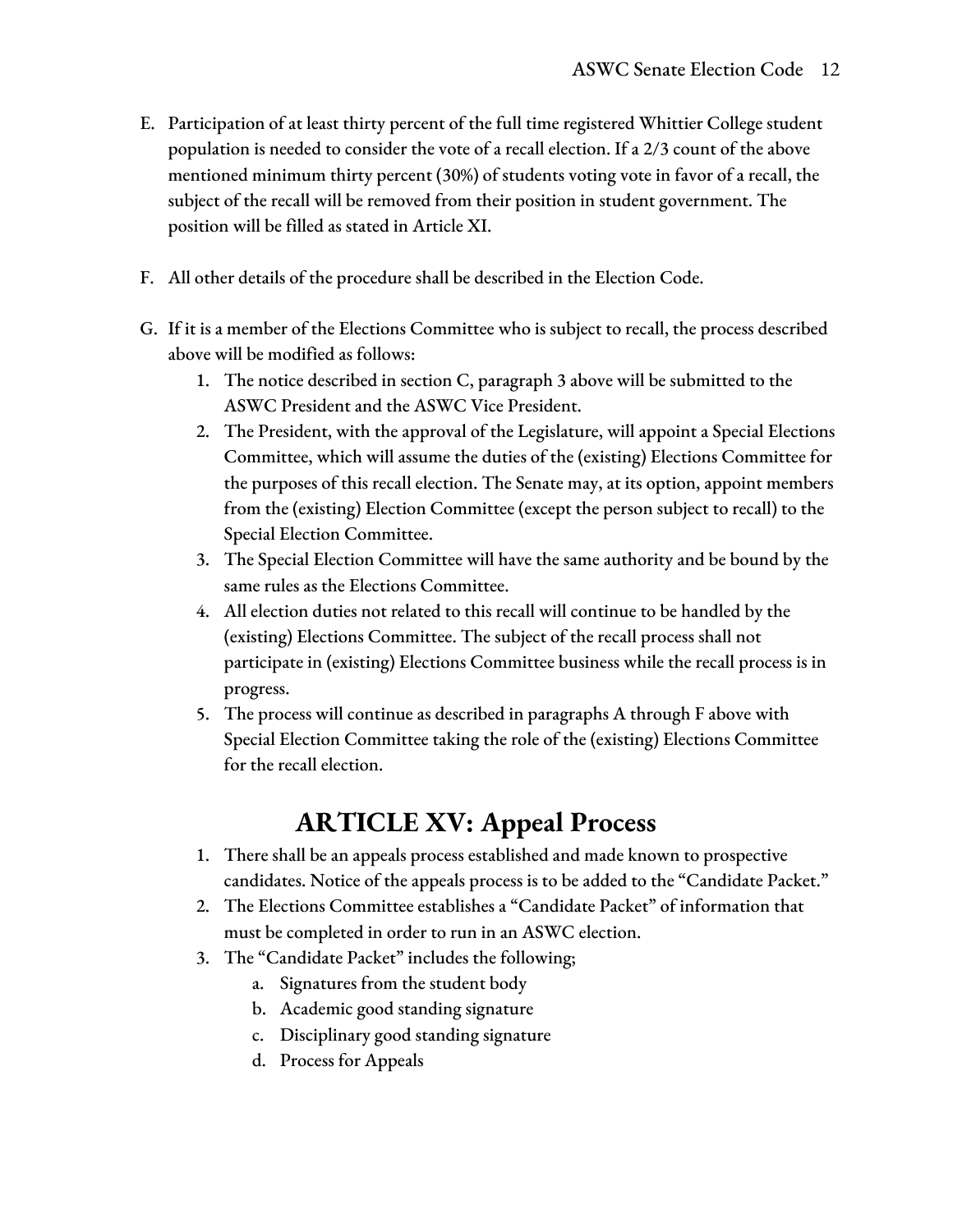E. Participation of at least thirty percent of the full time registered Whittier College student population is needed to consider the vote of a recall election. If a 2/3 count of the above mentioned minimum thirty percent (30%) of students voting vote in favor of a recall, the subject of the recall will be removed from their position in student government. The position will be filled as stated in Article XI.

F. All other details of the procedure shall be described in the Election Code.

G. If it is a member of the Elections Committee who is subject to recall, the process described above will be modified as follows:
   1. The notice described in section C, paragraph 3 above will be submitted to the ASWC President and the ASWC Vice President.
   2. The President, with the approval of the Legislature, will appoint a Special Elections Committee, which will assume the duties of the (existing) Elections Committee for the purposes of this recall election. The Senate may, at its option, appoint members from the (existing) Election Committee (except the person subject to recall) to the Special Election Committee.
   3. The Special Election Committee will have the same authority and be bound by the same rules as the Elections Committee.
   4. All election duties not related to this recall will continue to be handled by the (existing) Elections Committee. The subject of the recall process shall not participate in (existing) Elections Committee business while the recall process is in progress.
   5. The process will continue as described in paragraphs A through F above with Special Election Committee taking the role of the (existing) Elections Committee for the recall election.

# ARTICLE XV: Appeal Process

1. There shall be an appeals process established and made known to prospective candidates. Notice of the appeals process is to be added to the "Candidate Packet."
2. The Elections Committee establishes a "Candidate Packet" of information that must be completed in order to run in an ASWC election.
3. The "Candidate Packet" includes the following;
   a. Signatures from the student body
   b. Academic good standing signature
   c. Disciplinary good standing signature
   d. Process for Appeals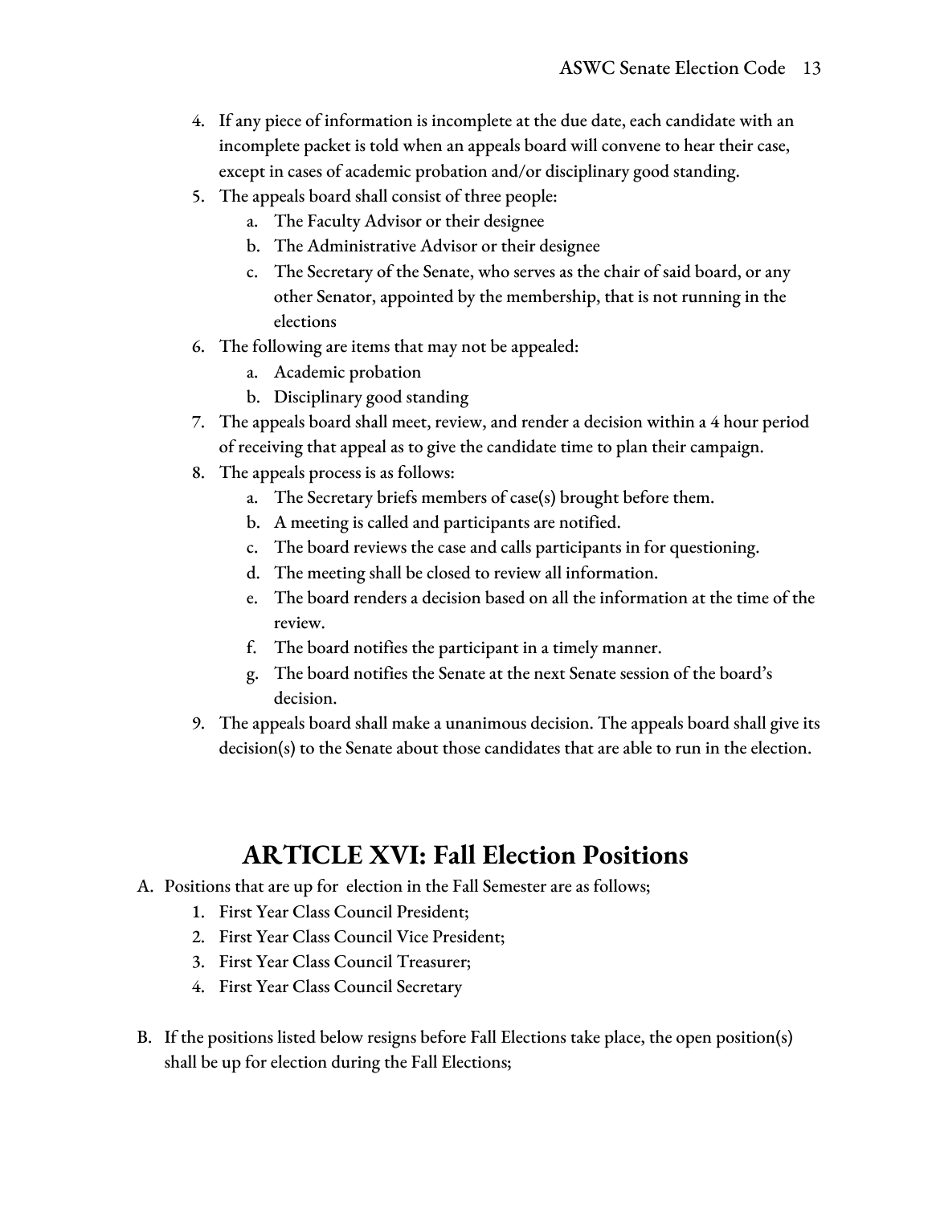4. If any piece of information is incomplete at the due date, each candidate with an incomplete packet is told when an appeals board will convene to hear their case, except in cases of academic probation and/or disciplinary good standing.
5. The appeals board shall consist of three people:
    a. The Faculty Advisor or their designee
    b. The Administrative Advisor or their designee
    c. The Secretary of the Senate, who serves as the chair of said board, or any other Senator, appointed by the membership, that is not running in the elections
6. The following are items that may not be appealed:
    a. Academic probation
    b. Disciplinary good standing
7. The appeals board shall meet, review, and render a decision within a 4 hour period of receiving that appeal as to give the candidate time to plan their campaign.
8. The appeals process is as follows:
    a. The Secretary briefs members of case(s) brought before them.
    b. A meeting is called and participants are notified.
    c. The board reviews the case and calls participants in for questioning.
    d. The meeting shall be closed to review all information.
    e. The board renders a decision based on all the information at the time of the review.
    f. The board notifies the participant in a timely manner.
    g. The board notifies the Senate at the next Senate session of the board's decision.
9. The appeals board shall make a unanimous decision. The appeals board shall give its decision(s) to the Senate about those candidates that are able to run in the election.

# ARTICLE XVI: Fall Election Positions

A. Positions that are up for election in the Fall Semester are as follows;
    1. First Year Class Council President;
    2. First Year Class Council Vice President;
    3. First Year Class Council Treasurer;
    4. First Year Class Council Secretary

B. If the positions listed below resigns before Fall Elections take place, the open position(s) shall be up for election during the Fall Elections;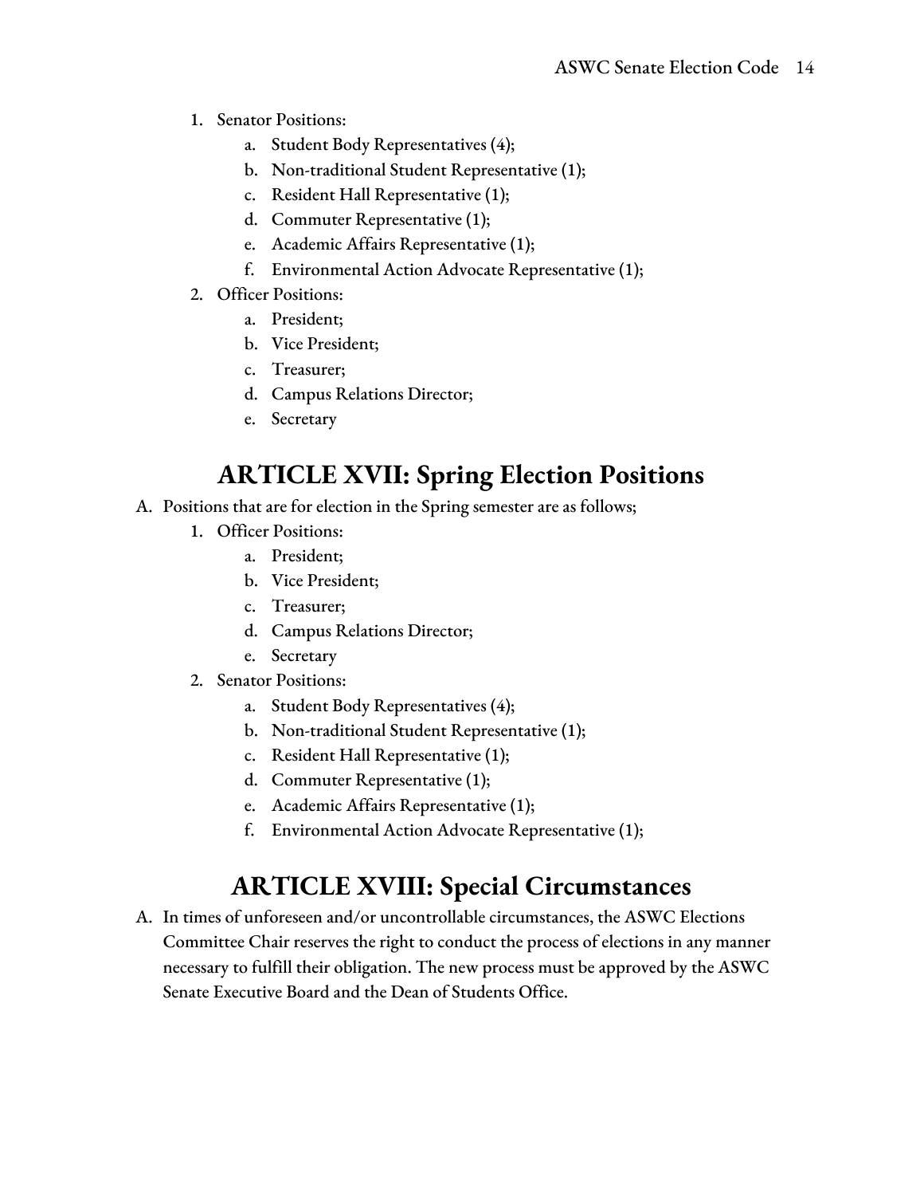1. Senator Positions:
    a. Student Body Representatives (4);
    b. Non-traditional Student Representative (1);
    c. Resident Hall Representative (1);
    d. Commuter Representative (1);
    e. Academic Affairs Representative (1);
    f. Environmental Action Advocate Representative (1);
2. Officer Positions:
    a. President;
    b. Vice President;
    c. Treasurer;
    d. Campus Relations Director;
    e. Secretary

## ARTICLE XVII: Spring Election Positions

A. Positions that are for election in the Spring semester are as follows;
    1. Officer Positions:
        a. President;
        b. Vice President;
        c. Treasurer;
        d. Campus Relations Director;
        e. Secretary
    2. Senator Positions:
        a. Student Body Representatives (4);
        b. Non-traditional Student Representative (1);
        c. Resident Hall Representative (1);
        d. Commuter Representative (1);
        e. Academic Affairs Representative (1);
        f. Environmental Action Advocate Representative (1);

## ARTICLE XVIII: Special Circumstances

A. In times of unforeseen and/or uncontrollable circumstances, the ASWC Elections Committee Chair reserves the right to conduct the process of elections in any manner necessary to fulfill their obligation. The new process must be approved by the ASWC Senate Executive Board and the Dean of Students Office.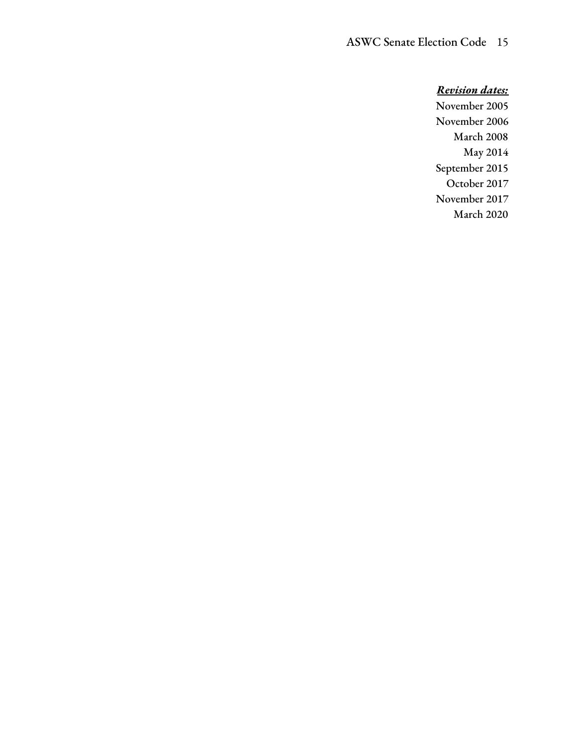***<u>Revision dates:</u>***

November 2005
November 2006
March 2008
May 2014
September 2015
October 2017
November 2017
March 2020